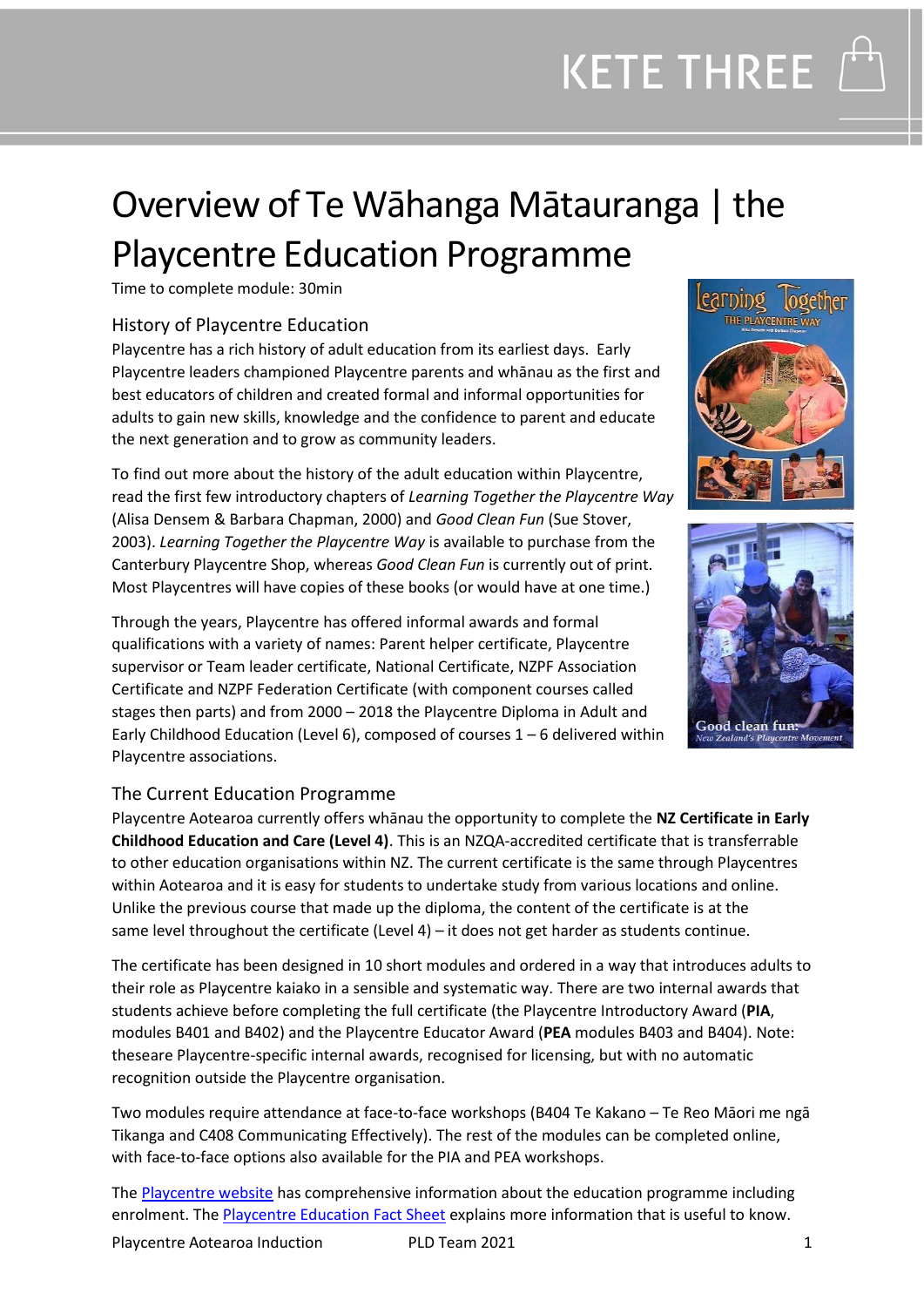# Overview of Te Wāhanga Mātauranga | the Playcentre Education Programme

Time to complete module: 30min

## History of Playcentre Education

Playcentre has a rich history of adult education from its earliest days. Early Playcentre leaders championed Playcentre parents and whānau as the first and best educators of children and created formal and informal opportunities for adults to gain new skills, knowledge and the confidence to parent and educate the next generation and to grow as community leaders.

To find out more about the history of the adult education within Playcentre, read the first few introductory chapters of *Learning Together the Playcentre Way* (Alisa Densem & Barbara Chapman, 2000) and *Good Clean Fun* (Sue Stover, 2003). *Learning Together the Playcentre Way* is available to purchase from the Canterbury Playcentre Shop, whereas *Good Clean Fun* is currently out of print. Most Playcentres will have copies of these books (or would have at one time.)

Through the years, Playcentre has offered informal awards and formal qualifications with a variety of names: Parent helper certificate, Playcentre supervisor or Team leader certificate, National Certificate, NZPF Association Certificate and NZPF Federation Certificate (with component courses called stages then parts) and from 2000 – 2018 the Playcentre Diploma in Adult and Early Childhood Education (Level 6), composed of courses 1 – 6 delivered within Playcentre associations.

## The Current Education Programme

Playcentre Aotearoa currently offers whānau the opportunity to complete the **NZ Certificate in Early Childhood Education and Care (Level 4)**. This is an NZQA-accredited certificate that is transferrable to other education organisations within NZ. The current certificate is the same through Playcentres within Aotearoa and it is easy for students to undertake study from various locations and online. Unlike the previous course that made up the diploma, the content of the certificate is at the same level throughout the certificate (Level 4) – it does not get harder as students continue.

The certificate has been designed in 10 short modules and ordered in a way that introduces adults to their role as Playcentre kaiako in a sensible and systematic way. There are two internal awards that students achieve before completing the full certificate (the Playcentre Introductory Award (**PIA**, modules B401 and B402) and the Playcentre Educator Award (**PEA** modules B403 and B404). Note: theseare Playcentre-specific internal awards, recognised for licensing, but with no automatic recognition outside the Playcentre organisation.

Two modules require attendance at face-to-face workshops (B404 Te Kakano – Te Reo Māori me ngā Tikanga and C408 Communicating Effectively). The rest of the modules can be completed online, with face-to-face options also available for the PIA and PEA workshops.

The [Playcentre website] has comprehensive information about the education programme including enrolment. The [Playcentre Education Fact Sheet] explains more information that is useful to know.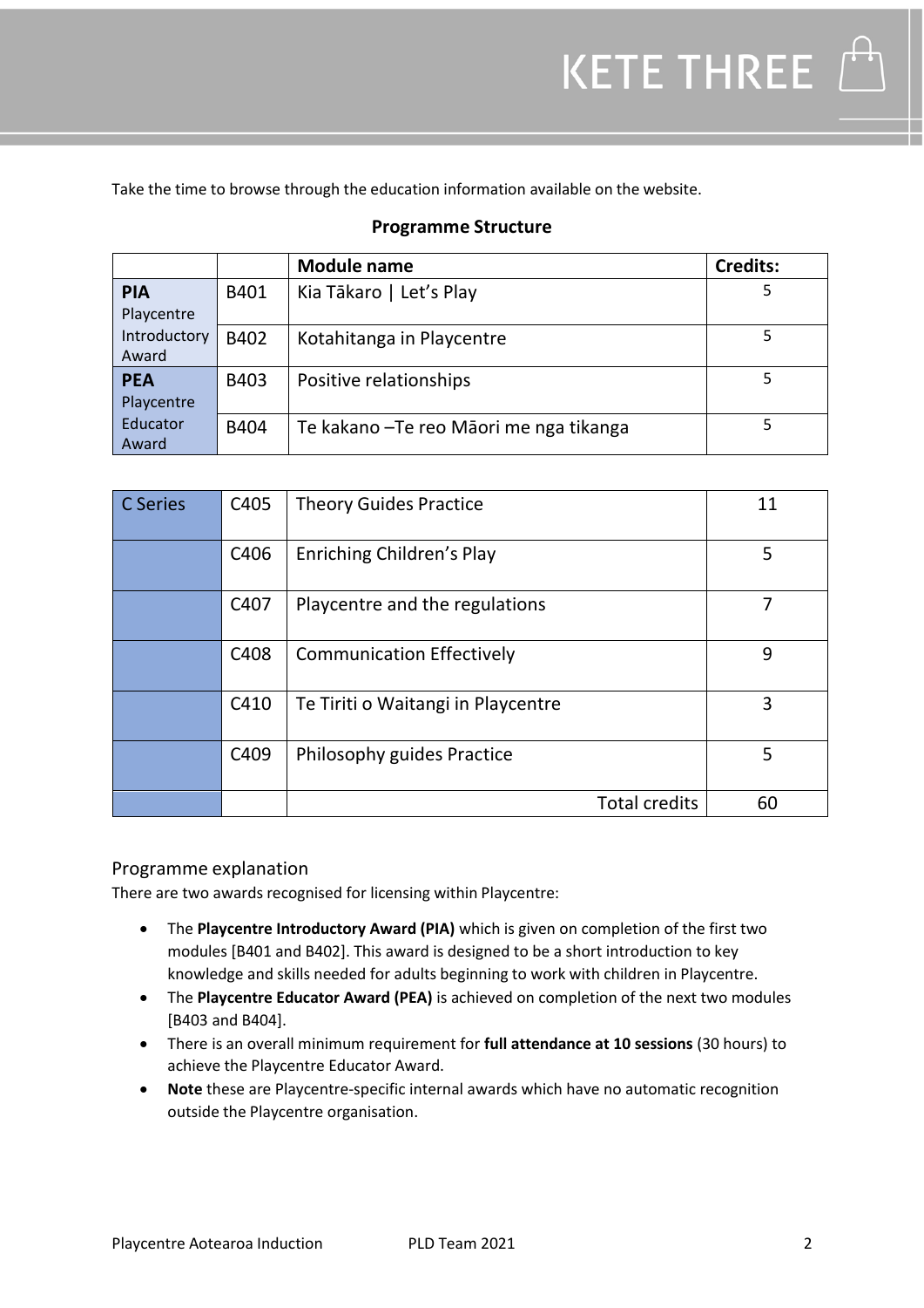Take the time to browse through the education information available on the website.

**Programme Structure**

| | | Module name | Credits: |
|---|---|---|---|
| **PIA** Playcentre Introductory Award | B401 | Kia Tākaro \| Let's Play | 5 |
| | B402 | Kotahitanga in Playcentre | 5 |
| **PEA** Playcentre Educator Award | B403 | Positive relationships | 5 |
| | B404 | Te kakano –Te reo Māori me nga tikanga | 5 |

| C Series | C405 | Theory Guides Practice | 11 |
|---|---|---|---|
| | C406 | Enriching Children's Play | 5 |
| | C407 | Playcentre and the regulations | 7 |
| | C408 | Communication Effectively | 9 |
| | C410 | Te Tiriti o Waitangi in Playcentre | 3 |
| | C409 | Philosophy guides Practice | 5 |
| | | Total credits | 60 |

## Programme explanation

There are two awards recognised for licensing within Playcentre:

- The **Playcentre Introductory Award (PIA)** which is given on completion of the first two modules [B401 and B402]. This award is designed to be a short introduction to key knowledge and skills needed for adults beginning to work with children in Playcentre.
- The **Playcentre Educator Award (PEA)** is achieved on completion of the next two modules [B403 and B404].
- There is an overall minimum requirement for **full attendance at 10 sessions** (30 hours) to achieve the Playcentre Educator Award.
- **Note** these are Playcentre-specific internal awards which have no automatic recognition outside the Playcentre organisation.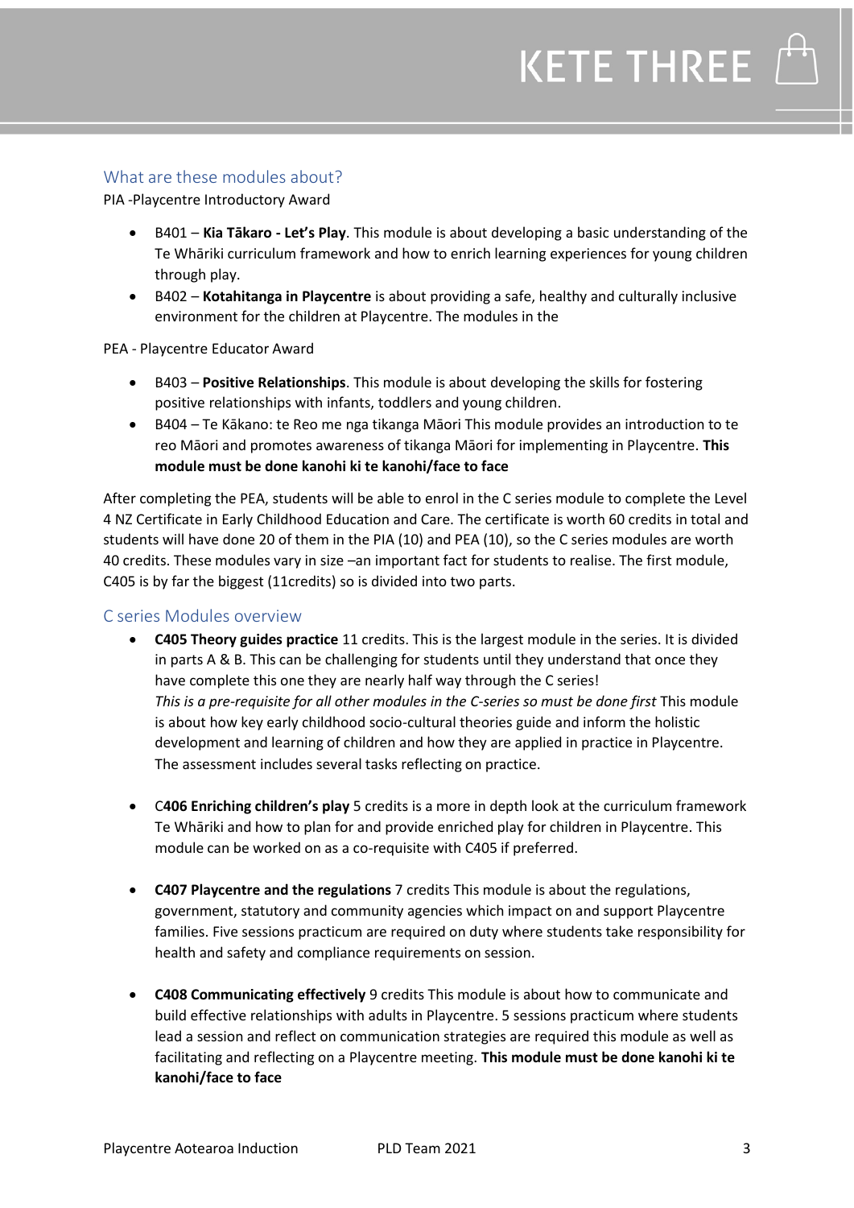## What are these modules about?

PIA -Playcentre Introductory Award

- B401 – **Kia Tākaro - Let's Play**. This module is about developing a basic understanding of the Te Whāriki curriculum framework and how to enrich learning experiences for young children through play.
- B402 – **Kotahitanga in Playcentre** is about providing a safe, healthy and culturally inclusive environment for the children at Playcentre. The modules in the

PEA - Playcentre Educator Award

- B403 – **Positive Relationships**. This module is about developing the skills for fostering positive relationships with infants, toddlers and young children.
- B404 – Te Kākano: te Reo me nga tikanga Māori This module provides an introduction to te reo Māori and promotes awareness of tikanga Māori for implementing in Playcentre. **This module must be done kanohi ki te kanohi/face to face**

After completing the PEA, students will be able to enrol in the C series module to complete the Level 4 NZ Certificate in Early Childhood Education and Care. The certificate is worth 60 credits in total and students will have done 20 of them in the PIA (10) and PEA (10), so the C series modules are worth 40 credits. These modules vary in size –an important fact for students to realise. The first module, C405 is by far the biggest (11credits) so is divided into two parts.

## C series Modules overview

- **C405 Theory guides practice** 11 credits. This is the largest module in the series. It is divided in parts A & B. This can be challenging for students until they understand that once they have complete this one they are nearly half way through the C series!
  *This is a pre-requisite for all other modules in the C-series so must be done first* This module is about how key early childhood socio-cultural theories guide and inform the holistic development and learning of children and how they are applied in practice in Playcentre. The assessment includes several tasks reflecting on practice.

- C**406 Enriching children's play** 5 credits is a more in depth look at the curriculum framework Te Whāriki and how to plan for and provide enriched play for children in Playcentre. This module can be worked on as a co-requisite with C405 if preferred.

- **C407 Playcentre and the regulations** 7 credits This module is about the regulations, government, statutory and community agencies which impact on and support Playcentre families. Five sessions practicum are required on duty where students take responsibility for health and safety and compliance requirements on session.

- **C408 Communicating effectively** 9 credits This module is about how to communicate and build effective relationships with adults in Playcentre. 5 sessions practicum where students lead a session and reflect on communication strategies are required this module as well as facilitating and reflecting on a Playcentre meeting. **This module must be done kanohi ki te kanohi/face to face**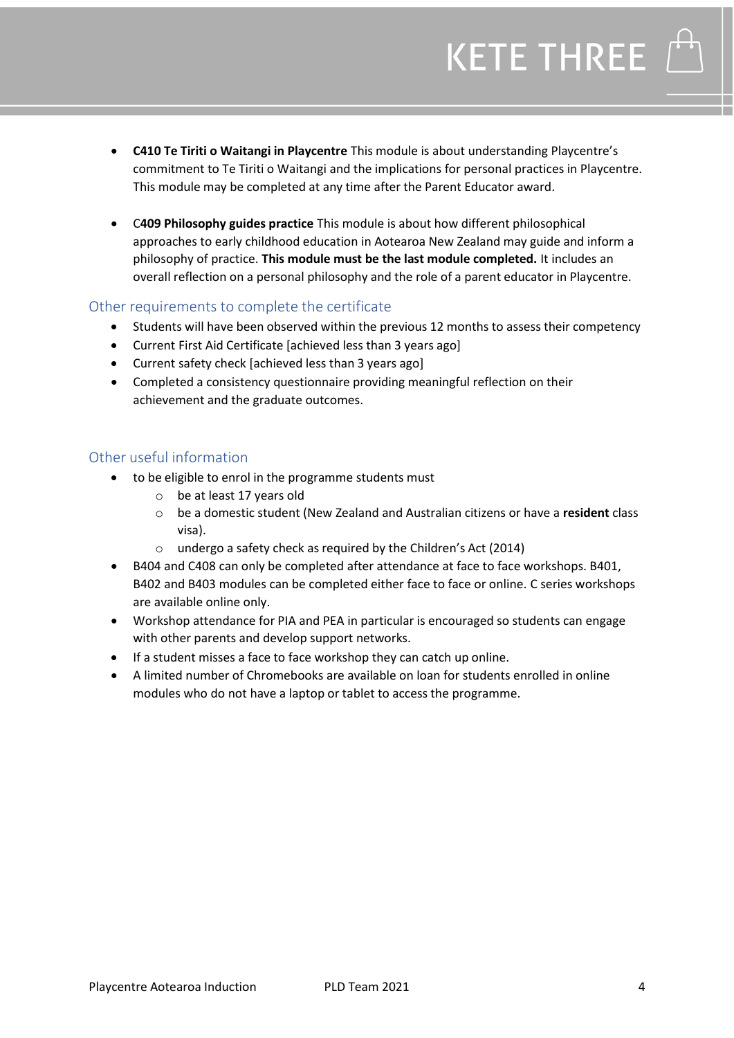- **C410 Te Tiriti o Waitangi in Playcentre** This module is about understanding Playcentre's commitment to Te Tiriti o Waitangi and the implications for personal practices in Playcentre. This module may be completed at any time after the Parent Educator award.

- C**409 Philosophy guides practice** This module is about how different philosophical approaches to early childhood education in Aotearoa New Zealand may guide and inform a philosophy of practice. **This module must be the last module completed.** It includes an overall reflection on a personal philosophy and the role of a parent educator in Playcentre.

## Other requirements to complete the certificate

- Students will have been observed within the previous 12 months to assess their competency
- Current First Aid Certificate [achieved less than 3 years ago]
- Current safety check [achieved less than 3 years ago]
- Completed a consistency questionnaire providing meaningful reflection on their achievement and the graduate outcomes.

## Other useful information

- to be eligible to enrol in the programme students must
  - be at least 17 years old
  - be a domestic student (New Zealand and Australian citizens or have a **resident** class visa).
  - undergo a safety check as required by the Children's Act (2014)
- B404 and C408 can only be completed after attendance at face to face workshops. B401, B402 and B403 modules can be completed either face to face or online. C series workshops are available online only.
- Workshop attendance for PIA and PEA in particular is encouraged so students can engage with other parents and develop support networks.
- If a student misses a face to face workshop they can catch up online.
- A limited number of Chromebooks are available on loan for students enrolled in online modules who do not have a laptop or tablet to access the programme.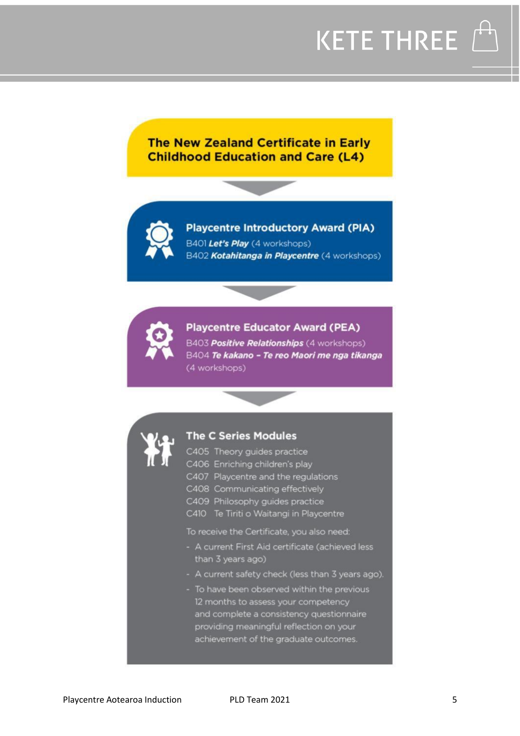# KETE THREE

## The New Zealand Certificate in Early Childhood Education and Care (L4)

### Playcentre Introductory Award (PIA)

B401 ***Let's Play*** (4 workshops)
B402 ***Kotahitanga in Playcentre*** (4 workshops)

### Playcentre Educator Award (PEA)

B403 ***Positive Relationships*** (4 workshops)
B404 ***Te kakano - Te reo Maori me nga tikanga*** (4 workshops)

### The C Series Modules

C405 Theory guides practice
C406 Enriching children's play
C407 Playcentre and the regulations
C408 Communicating effectively
C409 Philosophy guides practice
C410 Te Tiriti o Waitangi in Playcentre

To receive the Certificate, you also need:

- A current First Aid certificate (achieved less than 3 years ago)
- A current safety check (less than 3 years ago).
- To have been observed within the previous 12 months to assess your competency and complete a consistency questionnaire providing meaningful reflection on your achievement of the graduate outcomes.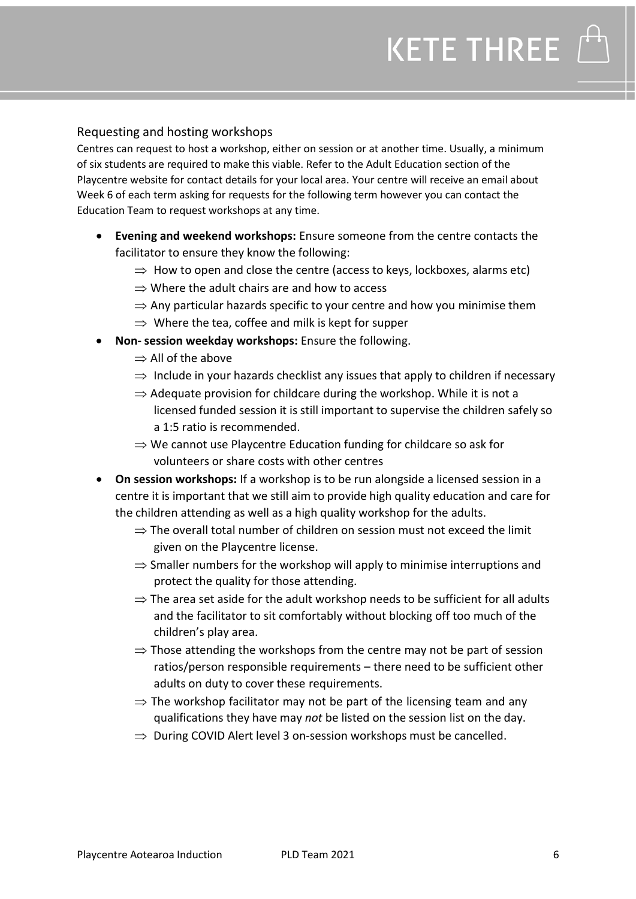## Requesting and hosting workshops

Centres can request to host a workshop, either on session or at another time. Usually, a minimum of six students are required to make this viable. Refer to the Adult Education section of the Playcentre website for contact details for your local area. Your centre will receive an email about Week 6 of each term asking for requests for the following term however you can contact the Education Team to request workshops at any time.

- **Evening and weekend workshops:** Ensure someone from the centre contacts the facilitator to ensure they know the following:
  - ⇒ How to open and close the centre (access to keys, lockboxes, alarms etc)
  - ⇒ Where the adult chairs are and how to access
  - ⇒ Any particular hazards specific to your centre and how you minimise them
  - ⇒ Where the tea, coffee and milk is kept for supper
- **Non- session weekday workshops:** Ensure the following.
  - ⇒ All of the above
  - ⇒ Include in your hazards checklist any issues that apply to children if necessary
  - ⇒ Adequate provision for childcare during the workshop. While it is not a licensed funded session it is still important to supervise the children safely so a 1:5 ratio is recommended.
  - ⇒ We cannot use Playcentre Education funding for childcare so ask for volunteers or share costs with other centres
- **On session workshops:** If a workshop is to be run alongside a licensed session in a centre it is important that we still aim to provide high quality education and care for the children attending as well as a high quality workshop for the adults.
  - ⇒ The overall total number of children on session must not exceed the limit given on the Playcentre license.
  - ⇒ Smaller numbers for the workshop will apply to minimise interruptions and protect the quality for those attending.
  - ⇒ The area set aside for the adult workshop needs to be sufficient for all adults and the facilitator to sit comfortably without blocking off too much of the children's play area.
  - ⇒ Those attending the workshops from the centre may not be part of session ratios/person responsible requirements – there need to be sufficient other adults on duty to cover these requirements.
  - ⇒ The workshop facilitator may not be part of the licensing team and any qualifications they have may *not* be listed on the session list on the day.
  - ⇒ During COVID Alert level 3 on-session workshops must be cancelled.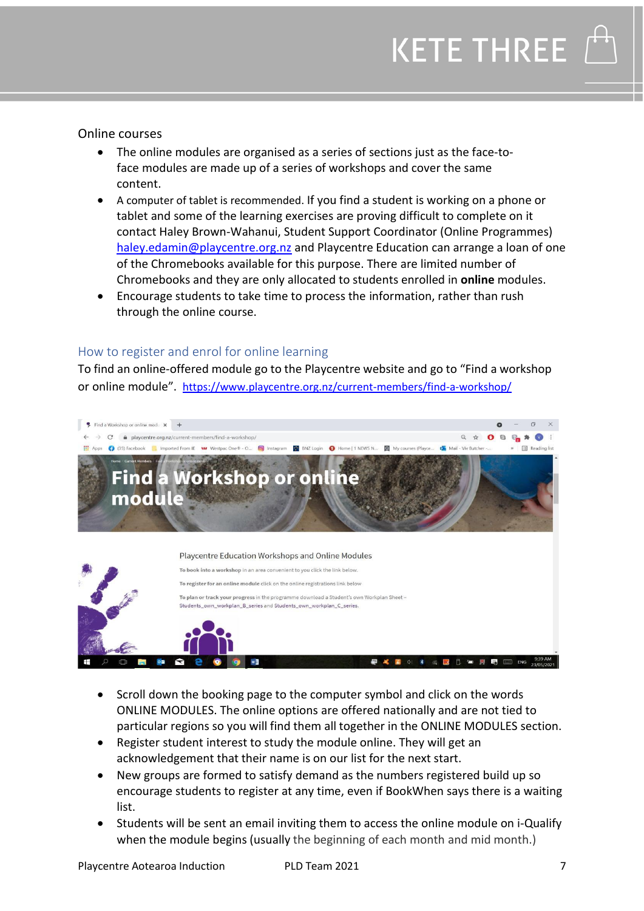Online courses

- The online modules are organised as a series of sections just as the face-to-face modules are made up of a series of workshops and cover the same content.
- A computer of tablet is recommended. If you find a student is working on a phone or tablet and some of the learning exercises are proving difficult to complete on it contact Haley Brown-Wahanui, Student Support Coordinator (Online Programmes) haley.edamin@playcentre.org.nz and Playcentre Education can arrange a loan of one of the Chromebooks available for this purpose. There are limited number of Chromebooks and they are only allocated to students enrolled in **online** modules.
- Encourage students to take time to process the information, rather than rush through the online course.

## How to register and enrol for online learning

To find an online-offered module go to the Playcentre website and go to "Find a workshop or online module". https://www.playcentre.org.nz/current-members/find-a-workshop/

- Scroll down the booking page to the computer symbol and click on the words ONLINE MODULES. The online options are offered nationally and are not tied to particular regions so you will find them all together in the ONLINE MODULES section.
- Register student interest to study the module online. They will get an acknowledgement that their name is on our list for the next start.
- New groups are formed to satisfy demand as the numbers registered build up so encourage students to register at any time, even if BookWhen says there is a waiting list.
- Students will be sent an email inviting them to access the online module on i-Qualify when the module begins (usually the beginning of each month and mid month.)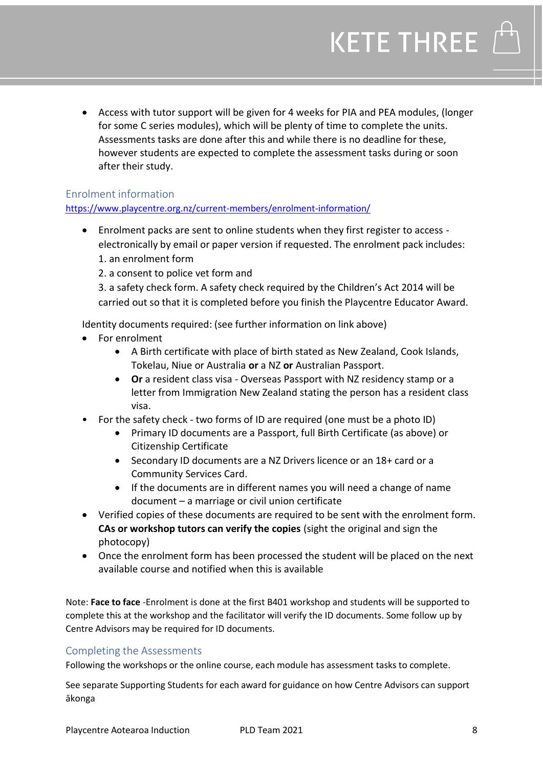- Access with tutor support will be given for 4 weeks for PIA and PEA modules, (longer for some C series modules), which will be plenty of time to complete the units. Assessments tasks are done after this and while there is no deadline for these, however students are expected to complete the assessment tasks during or soon after their study.

## Enrolment information

https://www.playcentre.org.nz/current-members/enrolment-information/

- Enrolment packs are sent to online students when they first register to access - electronically by email or paper version if requested. The enrolment pack includes:
  1. an enrolment form
  2. a consent to police vet form and
  3. a safety check form. A safety check required by the Children's Act 2014 will be carried out so that it is completed before you finish the Playcentre Educator Award.

Identity documents required: (see further information on link above)

- For enrolment
  - A Birth certificate with place of birth stated as New Zealand, Cook Islands, Tokelau, Niue or Australia **or** a NZ **or** Australian Passport.
  - **Or** a resident class visa - Overseas Passport with NZ residency stamp or a letter from Immigration New Zealand stating the person has a resident class visa.
- For the safety check - two forms of ID are required (one must be a photo ID)
  - Primary ID documents are a Passport, full Birth Certificate (as above) or Citizenship Certificate
  - Secondary ID documents are a NZ Drivers licence or an 18+ card or a Community Services Card.
  - If the documents are in different names you will need a change of name document – a marriage or civil union certificate
- Verified copies of these documents are required to be sent with the enrolment form. **CAs or workshop tutors can verify the copies** (sight the original and sign the photocopy)
- Once the enrolment form has been processed the student will be placed on the next available course and notified when this is available

Note: **Face to face** -Enrolment is done at the first B401 workshop and students will be supported to complete this at the workshop and the facilitator will verify the ID documents. Some follow up by Centre Advisors may be required for ID documents.

## Completing the Assessments

Following the workshops or the online course, each module has assessment tasks to complete.

See separate Supporting Students for each award for guidance on how Centre Advisors can support ākonga